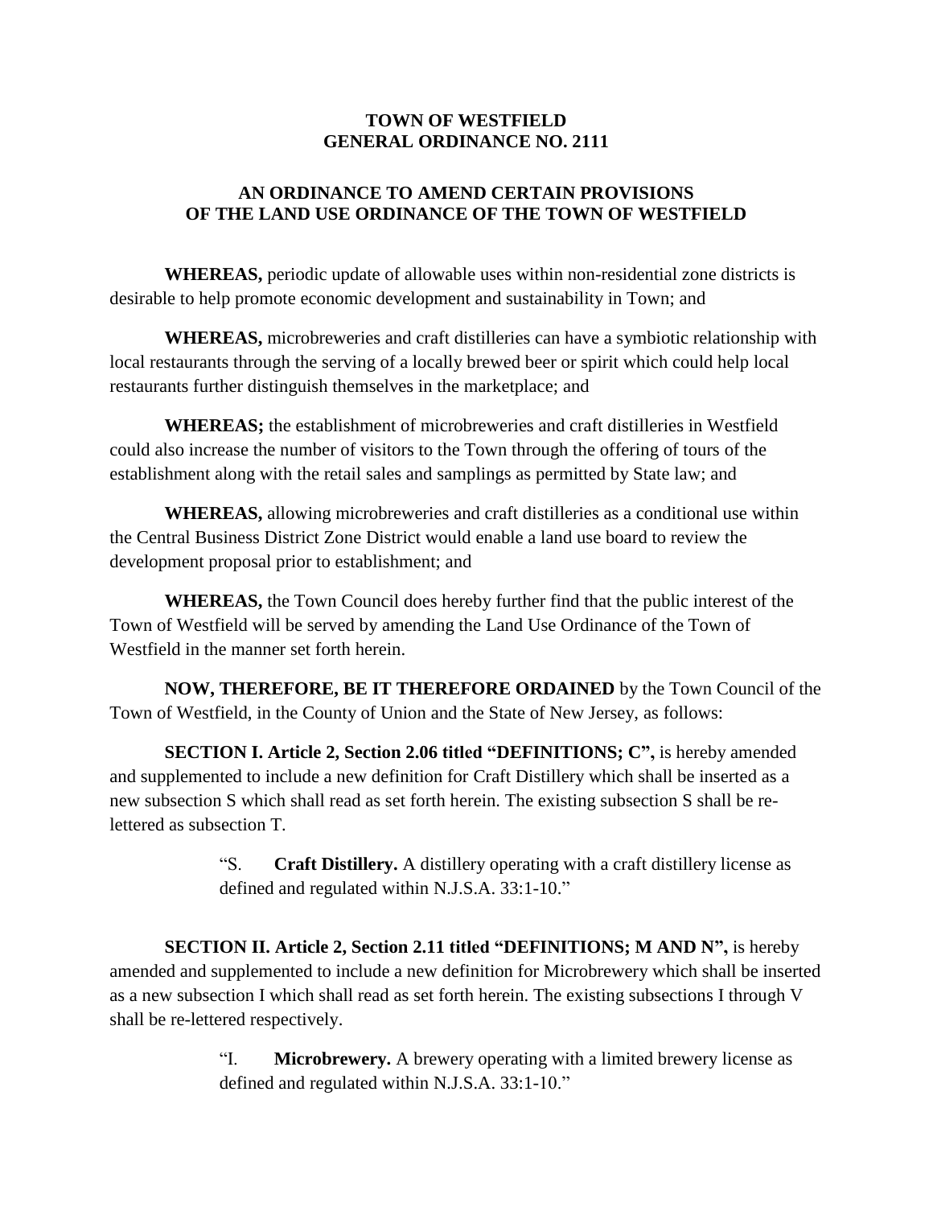# TOWN OF WESTFIELD
# GENERAL ORDINANCE NO. 2111

## AN ORDINANCE TO AMEND CERTAIN PROVISIONS OF THE LAND USE ORDINANCE OF THE TOWN OF WESTFIELD

**WHEREAS,** periodic update of allowable uses within non-residential zone districts is desirable to help promote economic development and sustainability in Town; and

**WHEREAS,** microbreweries and craft distilleries can have a symbiotic relationship with local restaurants through the serving of a locally brewed beer or spirit which could help local restaurants further distinguish themselves in the marketplace; and

**WHEREAS;** the establishment of microbreweries and craft distilleries in Westfield could also increase the number of visitors to the Town through the offering of tours of the establishment along with the retail sales and samplings as permitted by State law; and

**WHEREAS,** allowing microbreweries and craft distilleries as a conditional use within the Central Business District Zone District would enable a land use board to review the development proposal prior to establishment; and

**WHEREAS,** the Town Council does hereby further find that the public interest of the Town of Westfield will be served by amending the Land Use Ordinance of the Town of Westfield in the manner set forth herein.

**NOW, THEREFORE, BE IT THEREFORE ORDAINED** by the Town Council of the Town of Westfield, in the County of Union and the State of New Jersey, as follows:

**SECTION I. Article 2, Section 2.06 titled "DEFINITIONS; C",** is hereby amended and supplemented to include a new definition for Craft Distillery which shall be inserted as a new subsection S which shall read as set forth herein. The existing subsection S shall be re-lettered as subsection T.

> "S. **Craft Distillery.** A distillery operating with a craft distillery license as defined and regulated within N.J.S.A. 33:1-10."

**SECTION II. Article 2, Section 2.11 titled "DEFINITIONS; M AND N",** is hereby amended and supplemented to include a new definition for Microbrewery which shall be inserted as a new subsection I which shall read as set forth herein. The existing subsections I through V shall be re-lettered respectively.

> "I. **Microbrewery.** A brewery operating with a limited brewery license as defined and regulated within N.J.S.A. 33:1-10."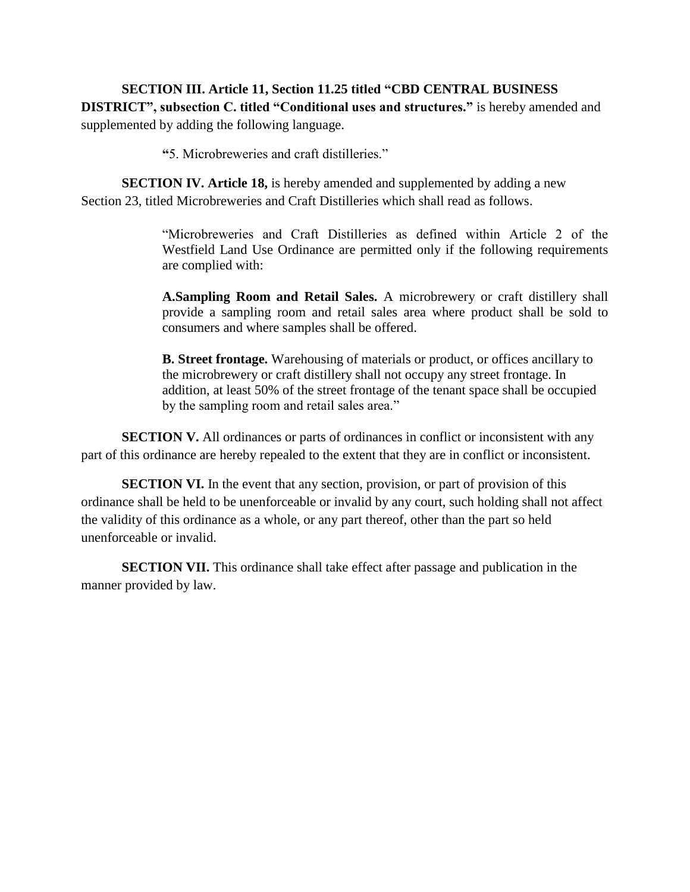**SECTION III. Article 11, Section 11.25 titled "CBD CENTRAL BUSINESS DISTRICT", subsection C. titled "Conditional uses and structures."** is hereby amended and supplemented by adding the following language.

> **"**5. Microbreweries and craft distilleries."

**SECTION IV. Article 18,** is hereby amended and supplemented by adding a new Section 23, titled Microbreweries and Craft Distilleries which shall read as follows.

> "Microbreweries and Craft Distilleries as defined within Article 2 of the Westfield Land Use Ordinance are permitted only if the following requirements are complied with:
>
> **A.Sampling Room and Retail Sales.** A microbrewery or craft distillery shall provide a sampling room and retail sales area where product shall be sold to consumers and where samples shall be offered.
>
> **B. Street frontage.** Warehousing of materials or product, or offices ancillary to the microbrewery or craft distillery shall not occupy any street frontage. In addition, at least 50% of the street frontage of the tenant space shall be occupied by the sampling room and retail sales area."

**SECTION V.** All ordinances or parts of ordinances in conflict or inconsistent with any part of this ordinance are hereby repealed to the extent that they are in conflict or inconsistent.

**SECTION VI.** In the event that any section, provision, or part of provision of this ordinance shall be held to be unenforceable or invalid by any court, such holding shall not affect the validity of this ordinance as a whole, or any part thereof, other than the part so held unenforceable or invalid.

**SECTION VII.** This ordinance shall take effect after passage and publication in the manner provided by law.